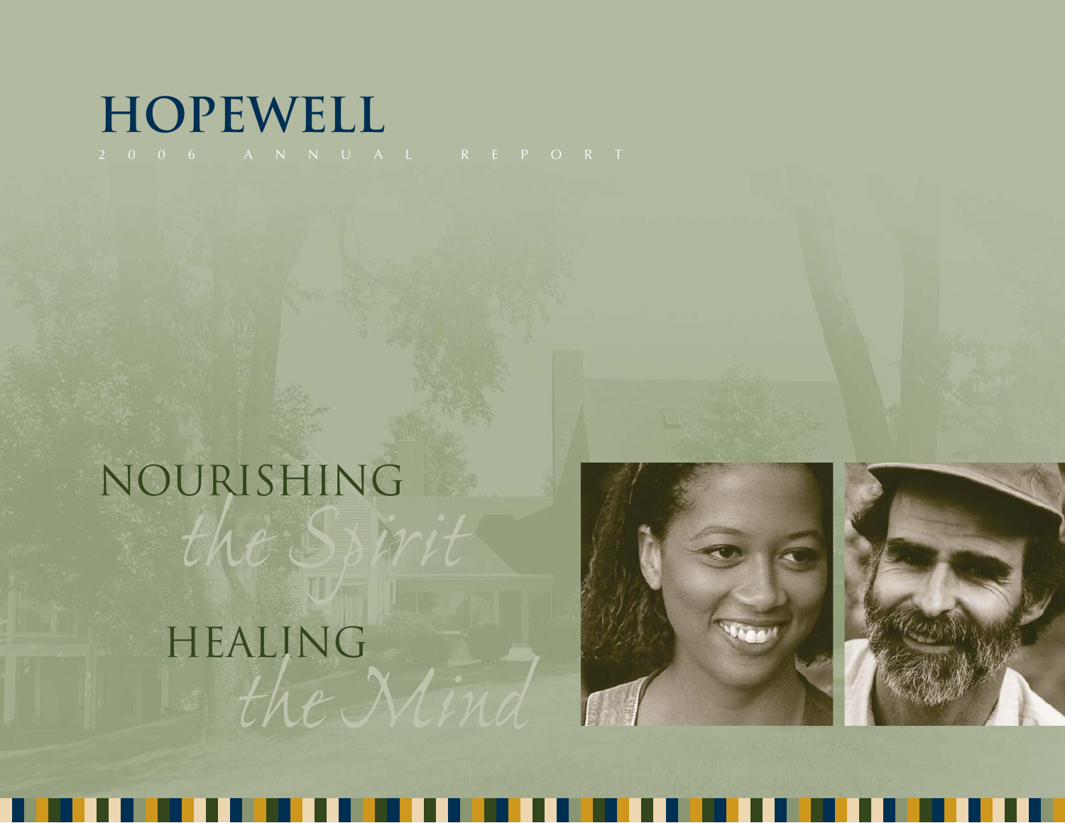# HOPEWELL

2006 ANNUAL REPORT

NOURISHING *the Spirit*

HEALING *the Mind*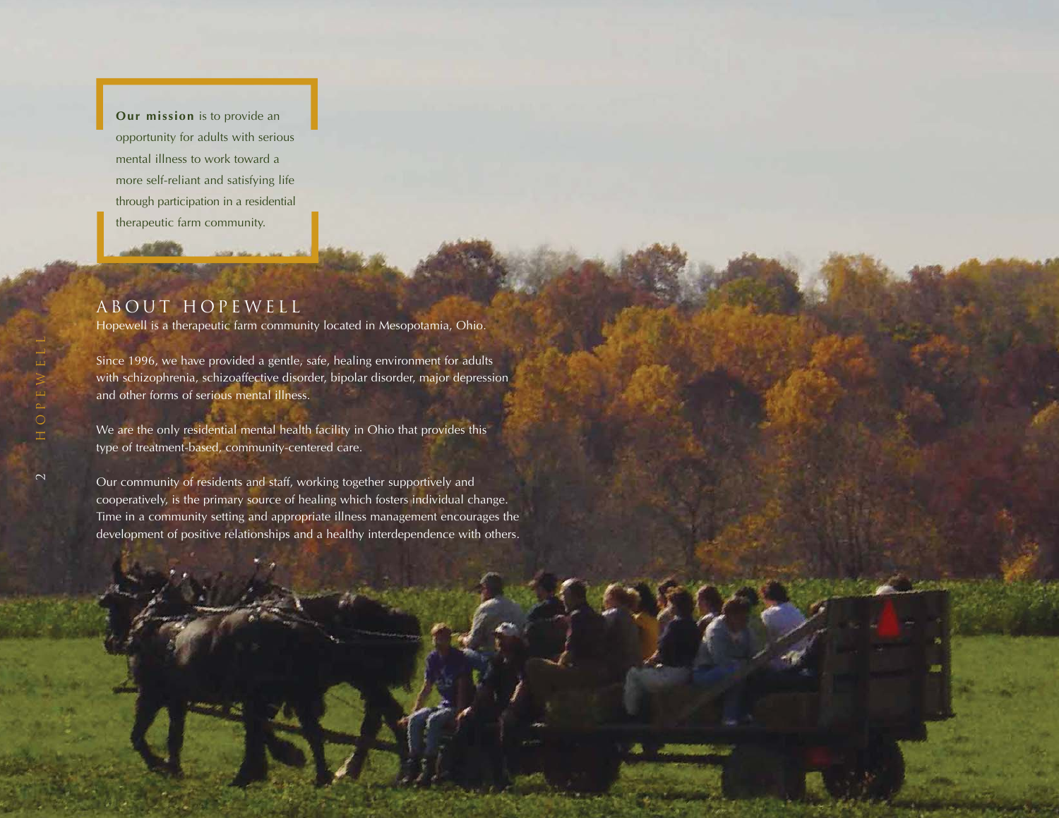**Our mission** is to provide an opportunity for adults with serious mental illness to work toward a more self-reliant and satisfying life through participation in a residential therapeutic farm community.

## ABOUT HOPEWELL

Hopewell is a therapeutic farm community located in Mesopotamia, Ohio.

Since 1996, we have provided a gentle, safe, healing environment for adults with schizophrenia, schizoaffective disorder, bipolar disorder, major depression and other forms of serious mental illness.

We are the only residential mental health facility in Ohio that provides this type of treatment-based, community-centered care.

Our community of residents and staff, working together supportively and cooperatively, is the primary source of healing which fosters individual change. Time in a community setting and appropriate illness management encourages the development of positive relationships and a healthy interdependence with others.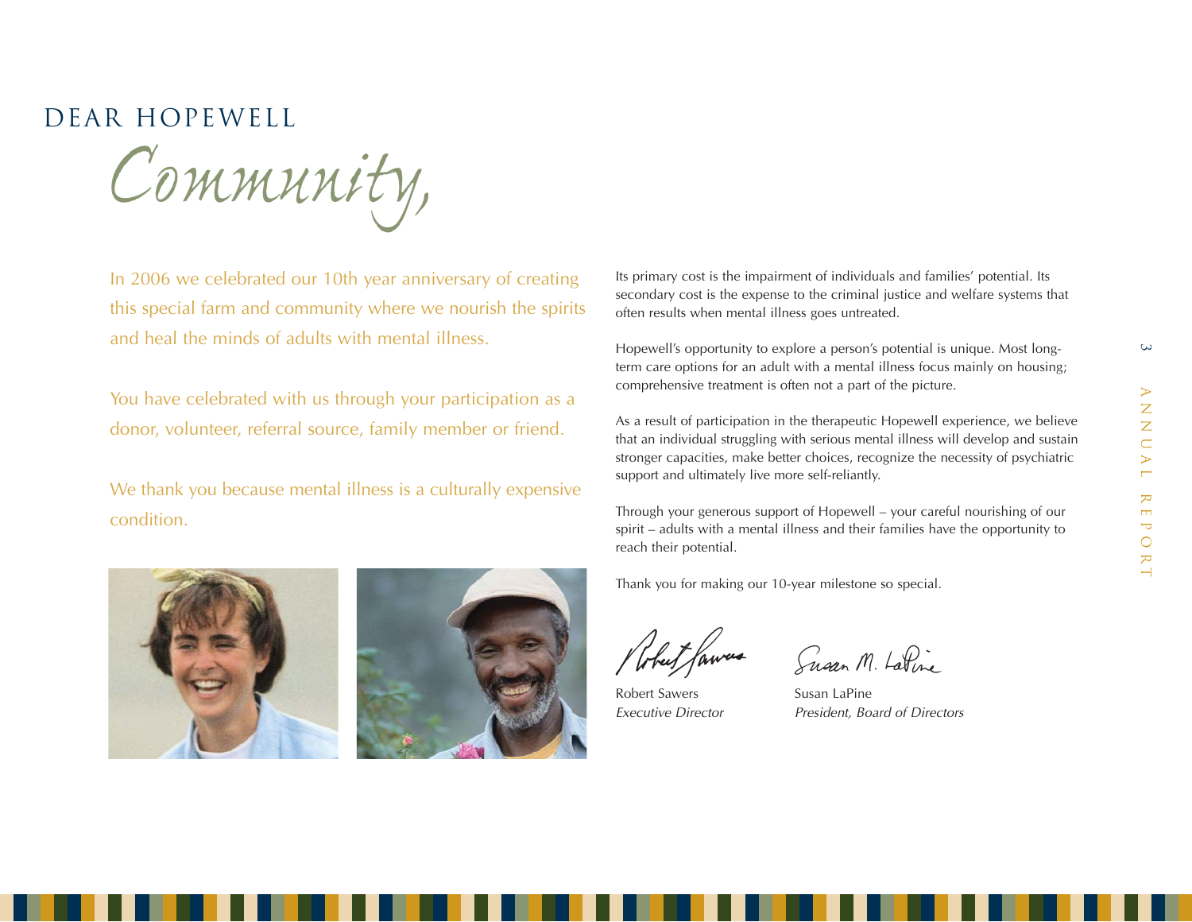# DEAR HOPEWELL *Community,*

In 2006 we celebrated our 10th year anniversary of creating this special farm and community where we nourish the spirits and heal the minds of adults with mental illness.

You have celebrated with us through your participation as a donor, volunteer, referral source, family member or friend.

We thank you because mental illness is a culturally expensive condition.

Its primary cost is the impairment of individuals and families' potential. Its secondary cost is the expense to the criminal justice and welfare systems that often results when mental illness goes untreated.

Hopewell's opportunity to explore a person's potential is unique. Most long-term care options for an adult with a mental illness focus mainly on housing; comprehensive treatment is often not a part of the picture.

As a result of participation in the therapeutic Hopewell experience, we believe that an individual struggling with serious mental illness will develop and sustain stronger capacities, make better choices, recognize the necessity of psychiatric support and ultimately live more self-reliantly.

Through your generous support of Hopewell – your careful nourishing of our spirit – adults with a mental illness and their families have the opportunity to reach their potential.

Thank you for making our 10-year milestone so special.

Robert Sawers
*Executive Director*

Susan LaPine
*President, Board of Directors*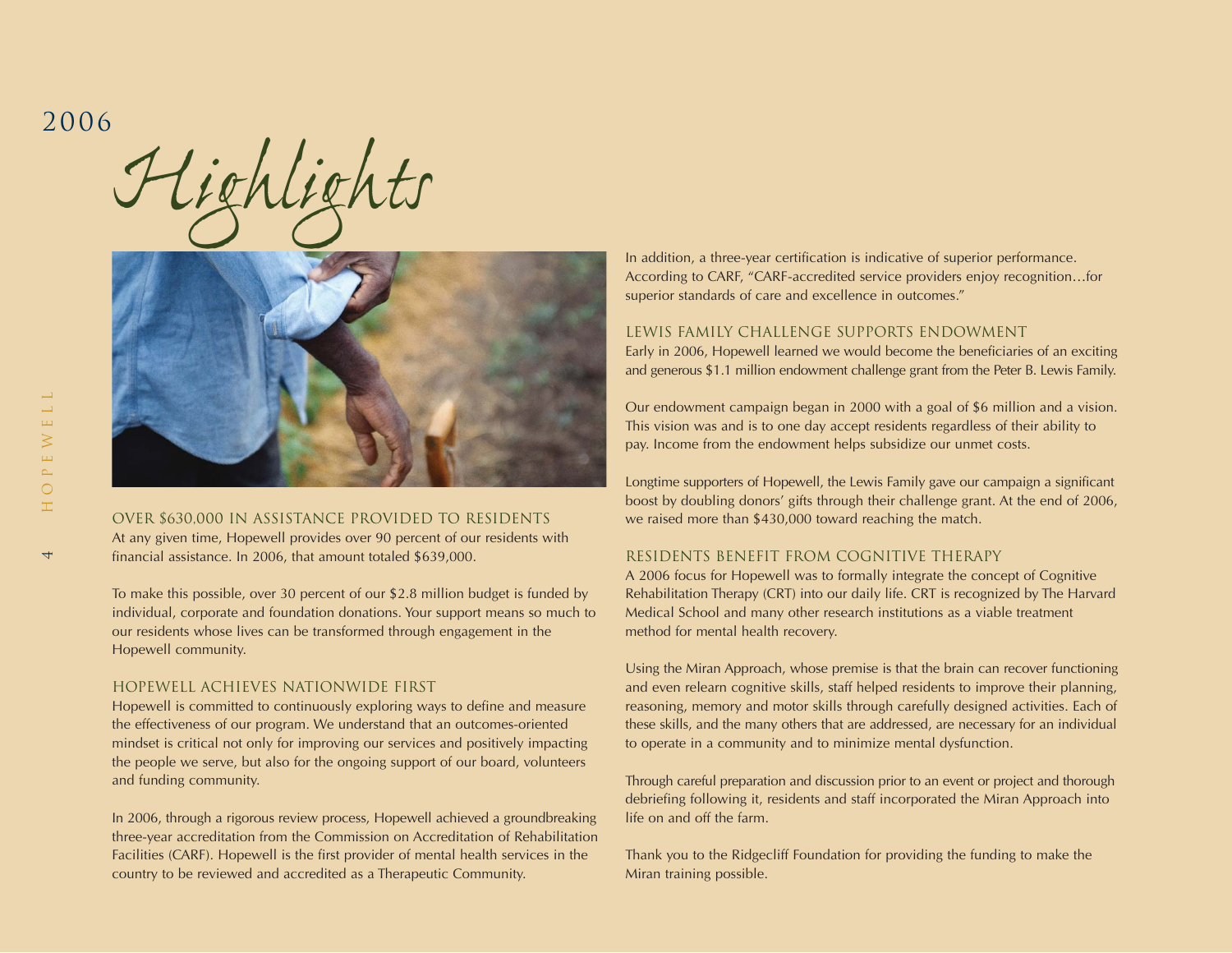# 2006 *Highlights*

## OVER $630,000 IN ASSISTANCE PROVIDED TO RESIDENTS

At any given time, Hopewell provides over 90 percent of our residents with financial assistance. In 2006, that amount totaled $639,000.

To make this possible, over 30 percent of our $2.8 million budget is funded by individual, corporate and foundation donations. Your support means so much to our residents whose lives can be transformed through engagement in the Hopewell community.

## HOPEWELL ACHIEVES NATIONWIDE FIRST

Hopewell is committed to continuously exploring ways to define and measure the effectiveness of our program. We understand that an outcomes-oriented mindset is critical not only for improving our services and positively impacting the people we serve, but also for the ongoing support of our board, volunteers and funding community.

In 2006, through a rigorous review process, Hopewell achieved a groundbreaking three-year accreditation from the Commission on Accreditation of Rehabilitation Facilities (CARF). Hopewell is the first provider of mental health services in the country to be reviewed and accredited as a Therapeutic Community.

In addition, a three-year certification is indicative of superior performance. According to CARF, "CARF-accredited service providers enjoy recognition…for superior standards of care and excellence in outcomes."

## LEWIS FAMILY CHALLENGE SUPPORTS ENDOWMENT

Early in 2006, Hopewell learned we would become the beneficiaries of an exciting and generous $1.1 million endowment challenge grant from the Peter B. Lewis Family.

Our endowment campaign began in 2000 with a goal of $6 million and a vision. This vision was and is to one day accept residents regardless of their ability to pay. Income from the endowment helps subsidize our unmet costs.

Longtime supporters of Hopewell, the Lewis Family gave our campaign a significant boost by doubling donors' gifts through their challenge grant. At the end of 2006, we raised more than $430,000 toward reaching the match.

## RESIDENTS BENEFIT FROM COGNITIVE THERAPY

A 2006 focus for Hopewell was to formally integrate the concept of Cognitive Rehabilitation Therapy (CRT) into our daily life. CRT is recognized by The Harvard Medical School and many other research institutions as a viable treatment method for mental health recovery.

Using the Miran Approach, whose premise is that the brain can recover functioning and even relearn cognitive skills, staff helped residents to improve their planning, reasoning, memory and motor skills through carefully designed activities. Each of these skills, and the many others that are addressed, are necessary for an individual to operate in a community and to minimize mental dysfunction.

Through careful preparation and discussion prior to an event or project and thorough debriefing following it, residents and staff incorporated the Miran Approach into life on and off the farm.

Thank you to the Ridgecliff Foundation for providing the funding to make the Miran training possible.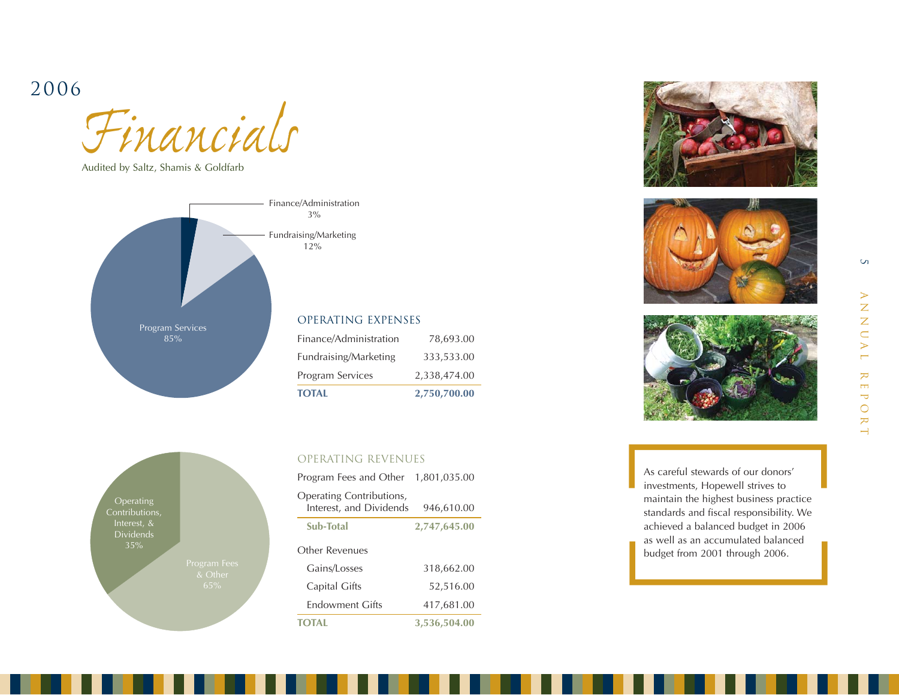# 2006 *Financials*

Audited by Saltz, Shamis & Goldfarb

Finance/Administration 3%

Fundraising/Marketing 12%

Program Services 85%

## OPERATING EXPENSES

| | |
|---|---|
| Finance/Administration | 78,693.00 |
| Fundraising/Marketing | 333,533.00 |
| Program Services | 2,338,474.00 |
| **TOTAL** | **2,750,700.00** |

Operating Contributions, Interest, & Dividends 35%

Program Fees & Other 65%

## OPERATING REVENUES

| | |
|---|---|
| Program Fees and Other | 1,801,035.00 |
| Operating Contributions, Interest, and Dividends | 946,610.00 |
| **Sub-Total** | **2,747,645.00** |
| Other Revenues | |
| Gains/Losses | 318,662.00 |
| Capital Gifts | 52,516.00 |
| Endowment Gifts | 417,681.00 |
| **TOTAL** | **3,536,504.00** |

As careful stewards of our donors' investments, Hopewell strives to maintain the highest business practice standards and fiscal responsibility. We achieved a balanced budget in 2006 as well as an accumulated balanced budget from 2001 through 2006.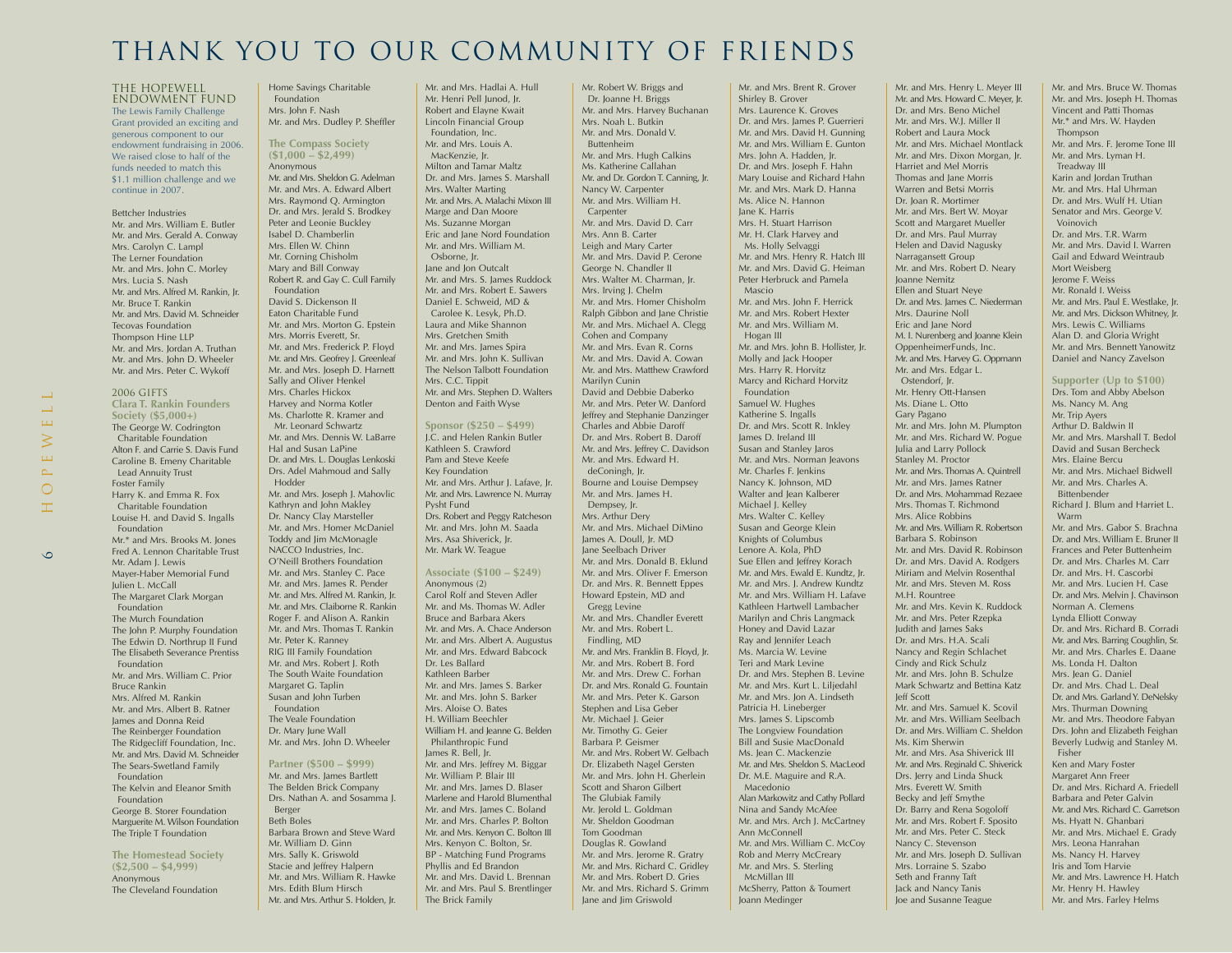# THANK YOU TO OUR COMMUNITY OF FRIENDS

## THE HOPEWELL ENDOWMENT FUND

The Lewis Family Challenge Grant provided an exciting and generous component to our endowment fundraising in 2006. We raised close to half of the funds needed to match this $1.1 million challenge and we continue in 2007.

Bettcher Industries
Mr. and Mrs. William E. Butler
Mr. and Mrs. Gerald A. Conway
Mrs. Carolyn C. Lampl
The Lerner Foundation
Mr. and Mrs. John C. Morley
Mrs. Lucia S. Nash
Mr. and Mrs. Alfred M. Rankin, Jr.
Mr. Bruce T. Rankin
Mr. and Mrs. David M. Schneider
Tecovas Foundation
Thompson Hine LLP
Mr. and Mrs. Jordan A. Truthan
Mr. and Mrs. John D. Wheeler
Mr. and Mrs. Peter C. Wykoff

## 2006 GIFTS

### Clara T. Rankin Founders Society ($5,000+)

The George W. Codrington Charitable Foundation
Alton F. and Carrie S. Davis Fund
Caroline B. Emeny Charitable Lead Annuity Trust
Foster Family
Harry K. and Emma R. Fox Charitable Foundation
Louise H. and David S. Ingalls Foundation
Mr.* and Mrs. Brooks M. Jones
Fred A. Lennon Charitable Trust
Mr. Adam J. Lewis
Mayer-Haber Memorial Fund
Julien L. McCall
The Margaret Clark Morgan Foundation
The Murch Foundation
The John P. Murphy Foundation
The Edwin D. Northrup II Fund
The Elisabeth Severance Prentiss Foundation
Mr. and Mrs. William C. Prior
Bruce Rankin
Mrs. Alfred M. Rankin
Mr. and Mrs. Albert B. Ratner
James and Donna Reid
The Reinberger Foundation
The Ridgecliff Foundation, Inc.
Mr. and Mrs. David M. Schneider
The Sears-Swetland Family Foundation
The Kelvin and Eleanor Smith Foundation
George B. Storer Foundation
Marguerite M. Wilson Foundation
The Triple T Foundation

### The Homestead Society ($2,500 – $4,999)

Anonymous
The Cleveland Foundation
Home Savings Charitable Foundation
Mrs. John F. Nash
Mr. and Mrs. Dudley P. Sheffler

### The Compass Society ($1,000 – $2,499)

Anonymous
Mr. and Mrs. Sheldon G. Adelman
Mr. and Mrs. A. Edward Albert
Mrs. Raymond Q. Armington
Dr. and Mrs. Jerald S. Brodkey
Peter and Leonie Buckley
Isabel D. Chamberlin
Mrs. Ellen W. Chinn
Mr. Corning Chisholm
Mary and Bill Conway
Robert R. and Gay C. Cull Family Foundation
David S. Dickenson II
Eaton Charitable Fund
Mr. and Mrs. Morton G. Epstein
Mrs. Morris Everett, Sr.
Mr. and Mrs. Frederick P. Floyd
Mr. and Mrs. Geofrey J. Greenleaf
Mr. and Mrs. Joseph D. Harnett
Sally and Oliver Henkel
Mrs. Charles Hickox
Harvey and Norma Kotler
Ms. Charlotte R. Kramer and Mr. Leonard Schwartz
Mr. and Mrs. Dennis W. LaBarre
Hal and Susan LaPine
Dr. and Mrs. L. Douglas Lenkoski
Drs. Adel Mahmoud and Sally Hodder
Mr. and Mrs. Joseph J. Mahovlic
Kathryn and John Makley
Dr. Nancy Clay Marsteller
Mr. and Mrs. Homer McDaniel
Toddy and Jim McMonagle
NACCO Industries, Inc.
O'Neill Brothers Foundation
Mr. and Mrs. Stanley C. Pace
Mr. and Mrs. James R. Pender
Mr. and Mrs. Alfred M. Rankin, Jr.
Mr. and Mrs. Claiborne R. Rankin
Roger F. and Alison A. Rankin
Mr. and Mrs. Thomas T. Rankin
Mr. Peter K. Ranney
RIG III Family Foundation
Mr. and Mrs. Robert J. Roth
The South Waite Foundation
Margaret G. Taplin
Susan and John Turben Foundation
The Veale Foundation
Dr. Mary June Wall
Mr. and Mrs. John D. Wheeler

### Partner ($500 – $999)

Mr. and Mrs. James Bartlett
The Belden Brick Company
Drs. Nathan A. and Sosamma J. Berger
Beth Boles
Barbara Brown and Steve Ward
Mr. William D. Ginn
Mrs. Sally K. Griswold
Stacie and Jeffrey Halpern
Mr. and Mrs. William R. Hawke
Mrs. Edith Blum Hirsch
Mr. and Mrs. Arthur S. Holden, Jr.
Mr. and Mrs. Hadlai A. Hull
Mr. Henri Pell Junod, Jr.
Robert and Elayne Kwait
Lincoln Financial Group Foundation, Inc.
Mr. and Mrs. Louis A. MacKenzie, Jr.
Milton and Tamar Maltz
Dr. and Mrs. James S. Marshall
Mrs. Walter Marting
Mr. and Mrs. A. Malachi Mixon III
Marge and Dan Moore
Ms. Suzanne Morgan
Eric and Jane Nord Foundation
Mr. and Mrs. William M. Osborne, Jr.
Jane and Jon Outcalt
Mr. and Mrs. S. James Ruddock
Mr. and Mrs. Robert E. Sawers
Daniel E. Schweid, MD & Carolee K. Lesyk, Ph.D.
Laura and Mike Shannon
Mrs. Gretchen Smith
Mr. and Mrs. James Spira
Mr. and Mrs. John K. Sullivan
The Nelson Talbott Foundation
Mrs. C.C. Tippit
Mr. and Mrs. Stephen D. Walters
Denton and Faith Wyse

### Sponsor ($250 – $499)

J.C. and Helen Rankin Butler
Kathleen S. Crawford
Pam and Steve Keefe
Key Foundation
Mr. and Mrs. Arthur J. Lafave, Jr.
Mr. and Mrs. Lawrence N. Murray
Pysht Fund
Drs. Robert and Peggy Ratcheson
Mr. and Mrs. John M. Saada
Mrs. Asa Shiverick, Jr.
Mr. Mark W. Teague

### Associate ($100 – $249)

Anonymous (2)
Carol Rolf and Steven Adler
Mr. and Ms. Thomas W. Adler
Bruce and Barbara Akers
Mr. and Mrs. A. Chace Anderson
Mr. and Mrs. Albert A. Augustus
Mr. and Mrs. Edward Babcock
Dr. Les Ballard
Kathleen Barber
Mr. and Mrs. James S. Barker
Mr. and Mrs. John S. Barker
Mrs. Aloise O. Bates
H. William Beechler
William H. and Jeanne G. Belden Philanthropic Fund
James R. Bell, Jr.
Mr. and Mrs. Jeffrey M. Biggar
Mr. William P. Blair III
Mr. and Mrs. James D. Blaser
Marlene and Harold Blumenthal
Mr. and Mrs. James C. Boland
Mr. and Mrs. Charles P. Bolton
Mr. and Mrs. Kenyon C. Bolton III
Mrs. Kenyon C. Bolton, Sr.
BP - Matching Fund Programs
Phyllis and Ed Brandon
Mr. and Mrs. David L. Brennan
Mr. and Mrs. Paul S. Brentlinger
The Brick Family
Mr. Robert W. Briggs and Dr. Joanne H. Briggs
Mr. and Mrs. Harvey Buchanan
Mrs. Noah L. Butkin
Mr. and Mrs. Donald V. Buttenheim
Mr. and Mrs. Hugh Calkins
Ms. Katherine Callahan
Mr. and Dr. Gordon T. Canning, Jr.
Nancy W. Carpenter
Mr. and Mrs. William H. Carpenter
Mr. and Mrs. David C. Carr
Mrs. Ann B. Carter
Leigh and Mary Carter
Mr. and Mrs. David P. Cerone
George N. Chandler II
Mrs. Walter M. Charman, Jr.
Mrs. Irving J. Chelm
Mr. and Mrs. Homer Chisholm
Ralph Gibbon and Jane Christie
Mr. and Mrs. Michael A. Clegg
Cohen and Company
Mr. and Mrs. Evan R. Corns
Mr. and Mrs. David A. Cowan
Mr. and Mrs. Matthew Crawford
Marilyn Cunin
David and Debbie Daberko
Mr. and Mrs. Peter W. Danford
Jeffrey and Stephanie Danzinger
Charles and Abbie Daroff
Dr. and Mrs. Robert B. Daroff
Mr. and Mrs. Jeffrey C. Davidson
Mr. and Mrs. Edward H. deConingh, Jr.
Bourne and Louise Dempsey
Mr. and Mrs. James H. Dempsey, Jr.
Mrs. Arthur Dery
Mr. and Mrs. Michael DiMino
James A. Doull, Jr. MD
Jane Seelbach Driver
Mr. and Mrs. Donald B. Eklund
Mr. and Mrs. Oliver F. Emerson
Dr. and Mrs. R. Bennett Eppes
Howard Epstein, MD and Gregg Levine
Mr. and Mrs. Chandler Everett
Mr. and Mrs. Robert L. Findling, MD
Mr. and Mrs. Franklin B. Floyd, Jr.
Mr. and Mrs. Robert B. Ford
Mr. and Mrs. Drew C. Forhan
Dr. and Mrs. Ronald G. Fountain
Mr. and Mrs. Peter K. Garson
Stephen and Lisa Geber
Mr. Michael J. Geier
Mr. Timothy G. Geier
Barbara P. Geismer
Mr. and Mrs. Robert W. Gelbach
Dr. Elizabeth Nagel Gersten
Mr. and Mrs. John H. Gherlein
Scott and Sharon Gilbert
The Glubiak Family
Mr. Jerold L. Goldman
Mr. Sheldon Goodman
Tom Goodman
Douglas R. Gowland
Mr. and Mrs. Jerome R. Gratry
Mr. and Mrs. Richard C. Gridley
Mr. and Mrs. Robert D. Gries
Mr. and Mrs. Richard S. Grimm
Jane and Jim Griswold
Mr. and Mrs. Brent R. Grover
Shirley B. Grover
Mrs. Laurence K. Groves
Dr. and Mrs. James P. Guerrieri
Mr. and Mrs. David H. Gunning
Mr. and Mrs. William E. Gunton
Mrs. John A. Hadden, Jr.
Dr. and Mrs. Joseph F. Hahn
Mary Louise and Richard Hahn
Mr. and Mrs. Mark D. Hanna
Ms. Alice N. Hannon
Jane K. Harris
Mrs. H. Stuart Harrison
Mr. H. Clark Harvey and Ms. Holly Selvaggi
Mr. and Mrs. Henry R. Hatch III
Mr. and Mrs. David G. Heiman
Peter Herbruck and Pamela Mascio
Mr. and Mrs. John F. Herrick
Mr. and Mrs. Robert Hexter
Mr. and Mrs. William M. Hogan III
Mr. and Mrs. John B. Hollister, Jr.
Molly and Jack Hooper
Mrs. Harry R. Horvitz
Marcy and Richard Horvitz Foundation
Samuel W. Hughes
Katherine S. Ingalls
Dr. and Mrs. Scott R. Inkley
James D. Ireland III
Susan and Stanley Jaros
Mr. and Mrs. Norman Jeavons
Mr. Charles F. Jenkins
Nancy K. Johnson, MD
Walter and Jean Kalberer
Michael J. Kelley
Mrs. Walter C. Kelley
Susan and George Klein
Knights of Columbus
Lenore A. Kola, PhD
Sue Ellen and Jeffrey Korach
Mr. and Mrs. Ewald E. Kundtz, Jr.
Mr. and Mrs. J. Andrew Kundtz
Mr. and Mrs. William H. Lafave
Kathleen Hartwell Lambacher
Marilyn and Chris Langmack
Honey and David Lazar
Ray and Jennifer Leach
Ms. Marcia W. Levine
Teri and Mark Levine
Dr. and Mrs. Stephen B. Levine
Mr. and Mrs. Kurt L. Liljedahl
Mr. and Mrs. Jon A. Lindseth
Patricia H. Lineberger
Mrs. James S. Lipscomb
The Longview Foundation
Bill and Susie MacDonald
Ms. Jean C. Mackenzie
Mr. and Mrs. Sheldon S. MacLeod
Dr. M.E. Maguire and R.A. Macedonio
Alan Markowitz and Cathy Pollard
Nina and Sandy McAfee
Mr. and Mrs. Arch J. McCartney
Ann McConnell
Mr. and Mrs. William C. McCoy
Rob and Merry McCreary
Mr. and Mrs. S. Sterling McMillan III
McSherry, Patton & Toumert
Joann Medinger
Mr. and Mrs. Henry L. Meyer III
Mr. and Mrs. Howard C. Meyer, Jr.
Dr. and Mrs. Beno Michel
Mr. and Mrs. W.J. Miller II
Robert and Laura Mock
Mr. and Mrs. Michael Montlack
Mr. and Mrs. Dixon Morgan, Jr.
Harriet and Mel Morris
Thomas and Jane Morris
Warren and Betsi Morris
Dr. Joan R. Mortimer
Mr. and Mrs. Bert W. Moyar
Scott and Margaret Mueller
Dr. and Mrs. Paul Murray
Helen and David Nagusky
Narragansett Group
Mr. and Mrs. Robert D. Neary
Joanne Nemitz
Ellen and Stuart Neye
Dr. and Mrs. James C. Niederman
Mrs. Daurine Noll
Eric and Jane Nord
M. I. Nurenberg and Joanne Klein
OppenheimerFunds, Inc.
Mr. and Mrs. Harvey G. Oppmann
Mr. and Mrs. Edgar L. Ostendorf, Jr.
Mr. Henry Ott-Hansen
Ms. Diane L. Otto
Gary Pagano
Mr. and Mrs. John M. Plumpton
Mr. and Mrs. Richard W. Pogue
Julia and Larry Pollock
Stanley M. Proctor
Mr. and Mrs. Thomas A. Quintrell
Mr. and Mrs. James Ratner
Dr. and Mrs. Mohammad Rezaee
Mrs. Thomas T. Richmond
Mrs. Alice Robbins
Mr. and Mrs. William R. Robertson
Barbara S. Robinson
Mr. and Mrs. David R. Robinson
Dr. and Mrs. David A. Rodgers
Miriam and Melvin Rosenthal
Mr. and Mrs. Steven M. Ross
M.H. Rountree
Mr. and Mrs. Kevin K. Ruddock
Mr. and Mrs. Peter Rzepka
Judith and James Saks
Dr. and Mrs. H.A. Scali
Nancy and Regin Schlachet
Cindy and Rick Schulz
Mr. and Mrs. John B. Schulze
Mark Schwartz and Bettina Katz
Jeff Scott
Mr. and Mrs. Samuel K. Scovil
Mr. and Mrs. William Seelbach
Dr. and Mrs. William C. Sheldon
Ms. Kim Sherwin
Mr. and Mrs. Asa Shiverick III
Mr. and Mrs. Reginald C. Shiverick
Drs. Jerry and Linda Shuck
Mrs. Everett W. Smith
Becky and Jeff Smythe
Dr. Barry and Rena Sogoloff
Mr. and Mrs. Robert F. Sposito
Mr. and Mrs. Peter C. Steck
Nancy C. Stevenson
Mr. and Mrs. Joseph D. Sullivan
Mrs. Lorraine S. Szabo
Seth and Franny Taft
Jack and Nancy Tanis
Joe and Susanne Teague
Mr. and Mrs. Bruce W. Thomas
Mr. and Mrs. Joseph H. Thomas
Vincent and Patti Thomas
Mr.* and Mrs. W. Hayden Thompson
Mr. and Mrs. F. Jerome Tone III
Mr. and Mrs. Lyman H. Treadway III
Karin and Jordan Truthan
Mr. and Mrs. Hal Uhrman
Dr. and Mrs. Wulf H. Utian
Senator and Mrs. George V. Voinovich
Dr. and Mrs. T.R. Warm
Mr. and Mrs. David I. Warren
Gail and Edward Weintraub
Mort Weisberg
Jerome F. Weiss
Mr. Ronald I. Weiss
Mr. and Mrs. Paul E. Westlake, Jr.
Mr. and Mrs. Dickson Whitney, Jr.
Mrs. Lewis C. Williams
Alan D. and Gloria Wright
Mr. and Mrs. Bennett Yanowitz
Daniel and Nancy Zavelson

### Supporter (Up to $100)

Drs. Tom and Abby Abelson
Ms. Nancy M. Ang
Mr. Trip Ayers
Arthur D. Baldwin II
Mr. and Mrs. Marshall T. Bedol
David and Susan Bercheck
Mrs. Elaine Bercu
Mr. and Mrs. Michael Bidwell
Mr. and Mrs. Charles A. Bittenbender
Richard J. Blum and Harriet L. Warm
Mr. and Mrs. Gabor S. Brachna
Dr. and Mrs. William E. Bruner II
Frances and Peter Buttenheim
Dr. and Mrs. Charles M. Carr
Dr. and Mrs. H. Cascorbi
Mr. and Mrs. Lucien H. Case
Dr. and Mrs. Melvin J. Chavinson
Norman A. Clemens
Lynda Elliott Conway
Dr. and Mrs. Richard B. Corradi
Mr. and Mrs. Barring Coughlin, Sr.
Mr. and Mrs. Charles E. Daane
Ms. Londa H. Dalton
Mrs. Jean G. Daniel
Dr. and Mrs. Chad L. Deal
Dr. and Mrs. Garland Y. DeNelsky
Mrs. Thurman Downing
Mr. and Mrs. Theodore Fabyan
Drs. John and Elizabeth Feighan
Beverly Ludwig and Stanley M. Fisher
Ken and Mary Foster
Margaret Ann Freer
Dr. and Mrs. Richard A. Friedell
Barbara and Peter Galvin
Mr. and Mrs. Richard C. Garretson
Ms. Hyatt N. Ghanbari
Mr. and Mrs. Michael E. Grady
Mrs. Leona Hanrahan
Ms. Nancy H. Harvey
Iris and Tom Harvie
Mr. and Mrs. Lawrence H. Hatch
Mr. Henry H. Hawley
Mr. and Mrs. Farley Helms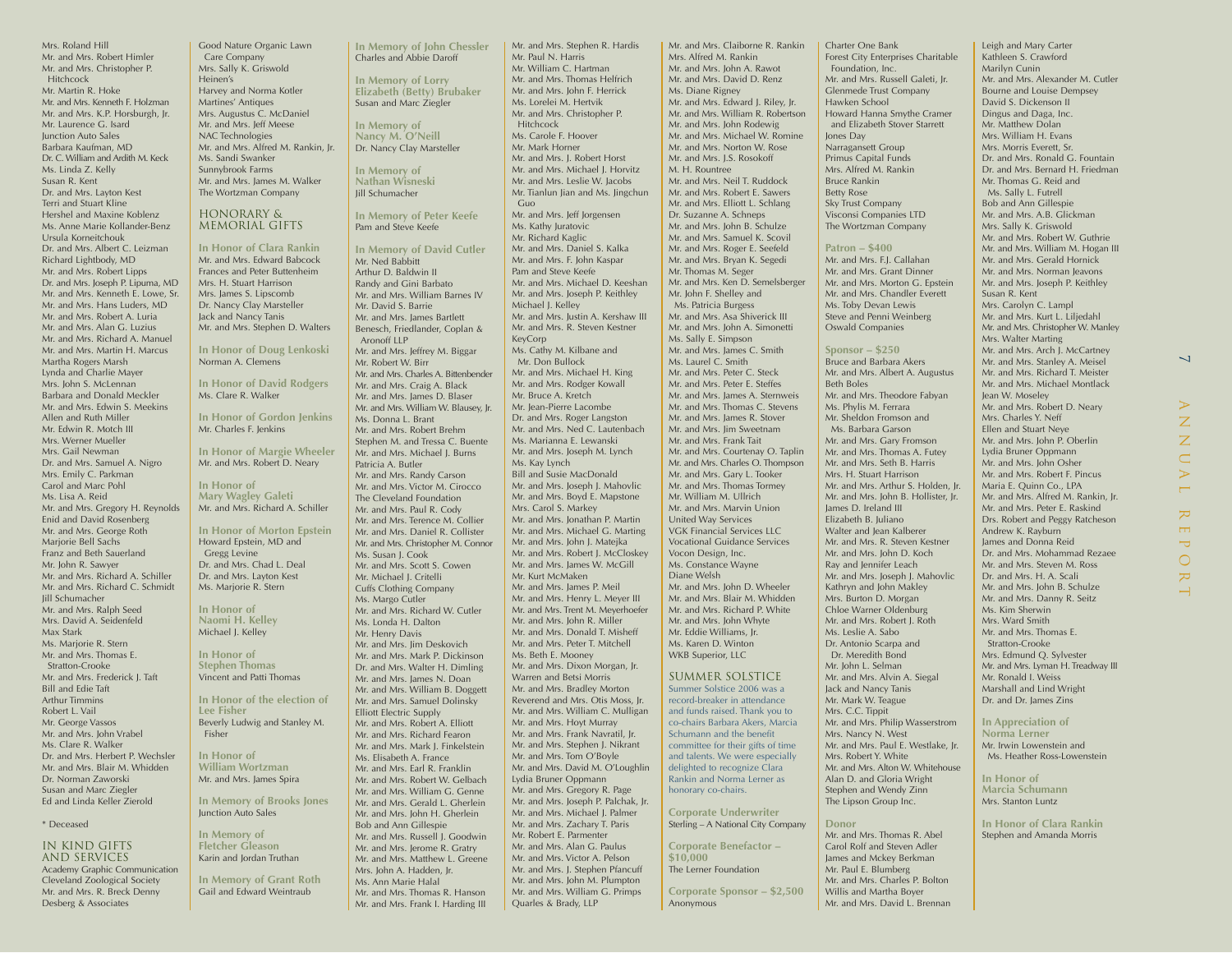Mrs. Roland Hill
Mr. and Mrs. Robert Himler
Mr. and Mrs. Christopher P. Hitchcock
Mr. Martin R. Hoke
Mr. and Mrs. Kenneth F. Holzman
Mr. and Mrs. K.P. Horsburgh, Jr.
Mr. Laurence G. Isard
Junction Auto Sales
Barbara Kaufman, MD
Dr. C. William and Ardith M. Keck
Ms. Linda Z. Kelly
Susan R. Kent
Dr. and Mrs. Layton Kest
Terri and Stuart Kline
Hershel and Maxine Koblenz
Ms. Anne Marie Kollander-Benz
Ursula Korneitchouk
Dr. and Mrs. Albert C. Leizman
Richard Lightbody, MD
Mr. and Mrs. Robert Lipps
Dr. and Mrs. Joseph P. Lipuma, MD
Mr. and Mrs. Kenneth E. Lowe, Sr.
Mr. and Mrs. Hans Luders, MD
Mr. and Mrs. Robert A. Luria
Mr. and Mrs. Alan G. Luzius
Mr. and Mrs. Richard A. Manuel
Mr. and Mrs. Martin H. Marcus
Martha Rogers Marsh
Lynda and Charlie Mayer
Mrs. John S. McLennan
Barbara and Donald Meckler
Mr. and Mrs. Edwin S. Meekins
Allen and Ruth Miller
Mr. Edwin R. Motch III
Mrs. Werner Mueller
Mrs. Gail Newman
Dr. and Mrs. Samuel A. Nigro
Mrs. Emily C. Parkman
Carol and Marc Pohl
Ms. Lisa A. Reid
Mr. and Mrs. Gregory H. Reynolds
Enid and David Rosenberg
Mr. and Mrs. George Roth
Marjorie Bell Sachs
Franz and Beth Sauerland
Mr. John R. Sawyer
Mr. and Mrs. Richard A. Schiller
Mr. and Mrs. Richard C. Schmidt
Jill Schumacher
Mr. and Mrs. Ralph Seed
Mrs. David A. Seidenfeld
Max Stark
Ms. Marjorie R. Stern
Mr. and Mrs. Thomas E. Stratton-Crooke
Mr. and Mrs. Frederick J. Taft
Bill and Edie Taft
Arthur Timmins
Robert L. Vail
Mr. George Vassos
Mr. and Mrs. John Vrabel
Ms. Clare R. Walker
Dr. and Mrs. Herbert P. Wechsler
Mr. and Mrs. Blair M. Whidden
Dr. Norman Zaworski
Susan and Marc Ziegler
Ed and Linda Keller Zierold

\* Deceased

## IN KIND GIFTS AND SERVICES

Academy Graphic Communication
Cleveland Zoological Society
Mr. and Mrs. R. Breck Denny
Desberg & Associates
Good Nature Organic Lawn Care Company
Mrs. Sally K. Griswold
Heinen's
Harvey and Norma Kotler
Martines' Antiques
Mrs. Augustus C. McDaniel
Mr. and Mrs. Jeff Meese
NAC Technologies
Mr. and Mrs. Alfred M. Rankin, Jr.
Ms. Sandi Swanker
Sunnybrook Farms
Mr. and Mrs. James M. Walker
The Wortzman Company

## HONORARY & MEMORIAL GIFTS

### In Honor of Clara Rankin
Mr. and Mrs. Edward Babcock
Frances and Peter Buttenheim
Mrs. H. Stuart Harrison
Mrs. James S. Lipscomb
Dr. Nancy Clay Marsteller
Jack and Nancy Tanis
Mr. and Mrs. Stephen D. Walters

### In Honor of Doug Lenkoski
Norman A. Clemens

### In Honor of David Rodgers
Ms. Clare R. Walker

### In Honor of Gordon Jenkins
Mr. Charles F. Jenkins

### In Honor of Margie Wheeler
Mr. and Mrs. Robert D. Neary

### In Honor of Mary Wagley Galeti
Mr. and Mrs. Richard A. Schiller

### In Honor of Morton Epstein
Howard Epstein, MD and Gregg Levine
Dr. and Mrs. Chad L. Deal
Dr. and Mrs. Layton Kest
Ms. Marjorie R. Stern

### In Honor of Naomi H. Kelley
Michael J. Kelley

### In Honor of Stephen Thomas
Vincent and Patti Thomas

### In Honor of the election of Lee Fisher
Beverly Ludwig and Stanley M. Fisher

### In Honor of William Wortzman
Mr. and Mrs. James Spira

### In Memory of Brooks Jones
Junction Auto Sales

### In Memory of Fletcher Gleason
Karin and Jordan Truthan

### In Memory of Grant Roth
Gail and Edward Weintraub

### In Memory of John Chessler
Charles and Abbie Daroff

### In Memory of Lorry Elizabeth (Betty) Brubaker
Susan and Marc Ziegler

### In Memory of Nancy M. O'Neill
Dr. Nancy Clay Marsteller

### In Memory of Nathan Wisneski
Jill Schumacher

### In Memory of Peter Keefe
Pam and Steve Keefe

### In Memory of David Cutler
Mr. Ned Babbitt
Arthur D. Baldwin II
Randy and Gini Barbato
Mr. and Mrs. William Barnes IV
Mr. David S. Barrie
Mr. and Mrs. James Bartlett
Benesch, Friedlander, Coplan & Aronoff LLP
Mr. and Mrs. Jeffrey M. Biggar
Mr. Robert W. Birr
Mr. and Mrs. Charles A. Bittenbender
Mr. and Mrs. Craig A. Black
Mr. and Mrs. James D. Blaser
Mr. and Mrs. William W. Blausey, Jr.
Ms. Donna L. Brant
Mr. and Mrs. Robert Brehm
Stephen M. and Tressa C. Buente
Mr. and Mrs. Michael J. Burns
Patricia A. Butler
Mr. and Mrs. Randy Carson
Mr. and Mrs. Victor M. Cirocco
The Cleveland Foundation
Mr. and Mrs. Paul R. Cody
Mr. and Mrs. Terence M. Collier
Mr. and Mrs. Daniel R. Collister
Mr. and Mrs. Christopher M. Connor
Ms. Susan J. Cook
Mr. and Mrs. Scott S. Cowen
Mr. Michael J. Critelli
Cuffs Clothing Company
Ms. Margo Cutler
Mr. and Mrs. Richard W. Cutler
Ms. Londa H. Dalton
Mr. Henry Davis
Mr. and Mrs. Jim Deskovich
Mr. and Mrs. Mark P. Dickinson
Dr. and Mrs. Walter H. Dimling
Mr. and Mrs. James N. Doan
Mr. and Mrs. William B. Doggett
Mr. and Mrs. Samuel Dolinsky
Elliott Electric Supply
Mr. and Mrs. Robert A. Elliott
Mr. and Mrs. Richard Fearon
Mr. and Mrs. Mark J. Finkelstein
Ms. Elisabeth A. France
Mr. and Mrs. Earl R. Franklin
Mr. and Mrs. Robert W. Gelbach
Mr. and Mrs. William G. Genne
Mr. and Mrs. Gerald L. Gherlein
Mr. and Mrs. John H. Gherlein
Bob and Ann Gillespie
Mr. and Mrs. Russell J. Goodwin
Mr. and Mrs. Jerome R. Gratry
Mr. and Mrs. Matthew L. Greene
Mrs. John A. Hadden, Jr.
Ms. Ann Marie Halal
Mr. and Mrs. Thomas R. Hanson
Mr. and Mrs. Frank I. Harding III
Mr. and Mrs. Stephen R. Hardis
Mr. Paul N. Harris
Mr. William C. Hartman
Mr. and Mrs. Thomas Helfrich
Mr. and Mrs. John F. Herrick
Ms. Lorelei M. Hertvik
Mr. and Mrs. Christopher P. Hitchcock
Ms. Carole F. Hoover
Mr. Mark Horner
Mr. and Mrs. J. Robert Horst
Mr. and Mrs. Michael J. Horvitz
Mr. and Mrs. Leslie W. Jacobs
Mr. Tianlun Jian and Ms. Jingchun Guo
Mr. and Mrs. Jeff Jorgensen
Ms. Kathy Juratovic
Mr. Richard Kaglic
Mr. and Mrs. Daniel S. Kalka
Mr. and Mrs. F. John Kaspar
Pam and Steve Keefe
Mr. and Mrs. Michael D. Keeshan
Mr. and Mrs. Joseph P. Keithley
Michael J. Kelley
Mr. and Mrs. Justin A. Kershaw III
Mr. and Mrs. R. Steven Kestner
KeyCorp
Ms. Cathy M. Kilbane and Mr. Don Bullock
Mr. and Mrs. Michael H. King
Mr. and Mrs. Rodger Kowall
Mr. Bruce A. Kretch
Mr. Jean-Pierre Lacombe
Dr. and Mrs. Roger Langston
Mr. and Mrs. Ned C. Lautenbach
Ms. Marianna E. Lewanski
Mr. and Mrs. Joseph M. Lynch
Ms. Kay Lynch
Bill and Susie MacDonald
Mr. and Mrs. Joseph J. Mahovlic
Mr. and Mrs. Boyd E. Mapstone
Mrs. Carol S. Markey
Mr. and Mrs. Jonathan P. Martin
Mr. and Mrs. Michael G. Marting
Mr. and Mrs. John J. Matejka
Mr. and Mrs. Robert J. McCloskey
Mr. and Mrs. James W. McGill
Mr. Kurt McMaken
Mr. and Mrs. James P. Meil
Mr. and Mrs. Henry L. Meyer III
Mr. and Mrs. Trent M. Meyerhoefer
Mr. and Mrs. John R. Miller
Mr. and Mrs. Donald T. Misheff
Mr. and Mrs. Peter T. Mitchell
Ms. Beth E. Mooney
Mr. and Mrs. Dixon Morgan, Jr.
Warren and Betsi Morris
Mr. and Mrs. Bradley Morton
Reverend and Mrs. Otis Moss, Jr.
Mr. and Mrs. William C. Mulligan
Mr. and Mrs. Hoyt Murray
Mr. and Mrs. Frank Navratil, Jr.
Mr. and Mrs. Stephen J. Nikrant
Mr. and Mrs. Tom O'Boyle
Mr. and Mrs. David M. O'Loughlin
Lydia Bruner Oppmann
Mr. and Mrs. Gregory R. Page
Mr. and Mrs. Joseph P. Palchak, Jr.
Mr. and Mrs. Michael J. Palmer
Mr. and Mrs. Zachary T. Paris
Mr. Robert E. Parmenter
Mr. and Mrs. Alan G. Paulus
Mr. and Mrs. Victor A. Pelson
Mr. and Mrs. J. Stephen Pfancuff
Mr. and Mrs. John M. Plumpton
Mr. and Mrs. William G. Primps
Quarles & Brady, LLP
Mr. and Mrs. Claiborne R. Rankin
Mrs. Alfred M. Rankin
Mr. and Mrs. John A. Rawot
Mr. and Mrs. David D. Renz
Ms. Diane Rigney
Mr. and Mrs. Edward J. Riley, Jr.
Mr. and Mrs. William R. Robertson
Mr. and Mrs. John Rodewig
Mr. and Mrs. Michael W. Romine
Mr. and Mrs. Norton W. Rose
Mr. and Mrs. J.S. Rosokoff
M. H. Rountree
Mr. and Mrs. Neil T. Ruddock
Mr. and Mrs. Robert E. Sawers
Mr. and Mrs. Elliott L. Schlang
Dr. Suzanne A. Schneps
Mr. and Mrs. John B. Schulze
Mr. and Mrs. Samuel K. Scovil
Mr. and Mrs. Roger E. Seefeld
Mr. and Mrs. Bryan K. Segedi
Mr. Thomas M. Seger
Mr. and Mrs. Ken D. Semelsberger
Mr. John F. Shelley and Ms. Patricia Burgess
Mr. and Mrs. Asa Shiverick III
Mr. and Mrs. John A. Simonetti
Ms. Sally E. Simpson
Mr. and Mrs. James C. Smith
Ms. Laurel C. Smith
Mr. and Mrs. Peter C. Steck
Mr. and Mrs. Peter E. Steffes
Mr. and Mrs. James A. Sternweis
Mr. and Mrs. Thomas C. Stevens
Mr. and Mrs. James R. Stover
Mr. and Mrs. Jim Sweetnam
Mr. and Mrs. Frank Tait
Mr. and Mrs. Courtenay O. Taplin
Mr. and Mrs. Charles O. Thompson
Mr. and Mrs. Gary L. Tooker
Mr. and Mrs. Thomas Tormey
Mr. William M. Ullrich
Mr. and Mrs. Marvin Union
United Way Services
VGK Financial Services LLC
Vocational Guidance Services
Vocon Design, Inc.
Ms. Constance Wayne
Diane Welsh
Mr. and Mrs. John D. Wheeler
Mr. and Mrs. Blair M. Whidden
Mr. and Mrs. Richard P. White
Mr. and Mrs. John Whyte
Mr. Eddie Williams, Jr.
Ms. Karen D. Winton
WKB Superior, LLC

## SUMMER SOLSTICE

Summer Solstice 2006 was a record-breaker in attendance and funds raised. Thank you to co-chairs Barbara Akers, Marcia Schumann and the benefit committee for their gifts of time and talents. We were especially delighted to recognize Clara Rankin and Norma Lerner as honorary co-chairs.

### Corporate Underwriter
Sterling – A National City Company

### Corporate Benefactor – $10,000
The Lerner Foundation

### Corporate Sponsor – $2,500
Anonymous
Charter One Bank
Forest City Enterprises Charitable Foundation, Inc.
Mr. and Mrs. Russell Galeti, Jr.
Glenmede Trust Company
Hawken School
Howard Hanna Smythe Cramer and Elizabeth Stover Starrett
Jones Day
Narragansett Group
Primus Capital Funds
Mrs. Alfred M. Rankin
Bruce Rankin
Betty Rose
Sky Trust Company
Visconsi Companies LTD
The Wortzman Company

### Patron – $400
Mr. and Mrs. F.J. Callahan
Mr. and Mrs. Grant Dinner
Mr. and Mrs. Morton G. Epstein
Mr. and Mrs. Chandler Everett
Ms. Toby Devan Lewis
Steve and Penni Weinberg
Oswald Companies

### Sponsor – $250
Bruce and Barbara Akers
Mr. and Mrs. Albert A. Augustus
Beth Boles
Mr. and Mrs. Theodore Fabyan
Ms. Phylis M. Ferrara
Mr. Sheldon Fromson and Ms. Barbara Garson
Mr. and Mrs. Gary Fromson
Mr. and Mrs. Thomas A. Futey
Mr. and Mrs. Seth B. Harris
Mrs. H. Stuart Harrison
Mr. and Mrs. Arthur S. Holden, Jr.
Mr. and Mrs. John B. Hollister, Jr.
James D. Ireland III
Elizabeth B. Juliano
Walter and Jean Kalberer
Mr. and Mrs. R. Steven Kestner
Mr. and Mrs. John D. Koch
Ray and Jennifer Leach
Mr. and Mrs. Joseph J. Mahovlic
Kathryn and John Makley
Mrs. Burton D. Morgan
Chloe Warner Oldenburg
Mr. and Mrs. Robert J. Roth
Ms. Leslie A. Sabo
Dr. Antonio Scarpa and Dr. Meredith Bond
Mr. John L. Selman
Mr. and Mrs. Alvin A. Siegal
Jack and Nancy Tanis
Mr. Mark W. Teague
Mrs. C.C. Tippit
Mr. and Mrs. Philip Wasserstrom
Mrs. Nancy N. West
Mr. and Mrs. Paul E. Westlake, Jr.
Mrs. Robert Y. White
Mr. and Mrs. Alton W. Whitehouse
Alan D. and Gloria Wright
Stephen and Wendy Zinn
The Lipson Group Inc.

### Donor
Mr. and Mrs. Thomas R. Abel
Carol Rolf and Steven Adler
James and Mckey Berkman
Mr. Paul E. Blumberg
Mr. and Mrs. Charles P. Bolton
Willis and Martha Boyer
Mr. and Mrs. David L. Brennan
Leigh and Mary Carter
Kathleen S. Crawford
Marilyn Cunin
Mr. and Mrs. Alexander M. Cutler
Bourne and Louise Dempsey
David S. Dickenson II
Dingus and Daga, Inc.
Mr. Matthew Dolan
Mrs. William H. Evans
Mrs. Morris Everett, Sr.
Dr. and Mrs. Ronald G. Fountain
Dr. and Mrs. Bernard H. Friedman
Mr. Thomas G. Reid and Ms. Sally L. Futrell
Bob and Ann Gillespie
Mr. and Mrs. A.B. Glickman
Mrs. Sally K. Griswold
Mr. and Mrs. Robert W. Guthrie
Mr. and Mrs. William M. Hogan III
Mr. and Mrs. Gerald Hornick
Mr. and Mrs. Norman Jeavons
Mr. and Mrs. Joseph P. Keithley
Susan R. Kent
Mrs. Carolyn C. Lampl
Mr. and Mrs. Kurt L. Liljedahl
Mr. and Mrs. Christopher W. Manley
Mrs. Walter Marting
Mr. and Mrs. Arch J. McCartney
Mr. and Mrs. Stanley A. Meisel
Mr. and Mrs. Richard T. Meister
Mr. and Mrs. Michael Montlack
Jean W. Moseley
Mr. and Mrs. Robert D. Neary
Mrs. Charles Y. Neff
Ellen and Stuart Neye
Mr. and Mrs. John P. Oberlin
Lydia Bruner Oppmann
Mr. and Mrs. John Osher
Mr. and Mrs. Robert F. Pincus
Maria E. Quinn Co., LPA
Mr. and Mrs. Alfred M. Rankin, Jr.
Mr. and Mrs. Peter E. Raskind
Drs. Robert and Peggy Ratcheson
Andrew K. Rayburn
James and Donna Reid
Dr. and Mrs. Mohammad Rezaee
Mr. and Mrs. Steven M. Ross
Dr. and Mrs. H. A. Scali
Mr. and Mrs. John B. Schulze
Mr. and Mrs. Danny R. Seitz
Ms. Kim Sherwin
Mrs. Ward Smith
Mr. and Mrs. Thomas E. Stratton-Crooke
Mrs. Edmund Q. Sylvester
Mr. and Mrs. Lyman H. Treadway III
Mr. Ronald I. Weiss
Marshall and Lind Wright
Dr. and Dr. James Zins

### In Appreciation of Norma Lerner
Mr. Irwin Lowenstein and Ms. Heather Ross-Lowenstein

### In Honor of Marcia Schumann
Mrs. Stanton Luntz

### In Honor of Clara Rankin
Stephen and Amanda Morris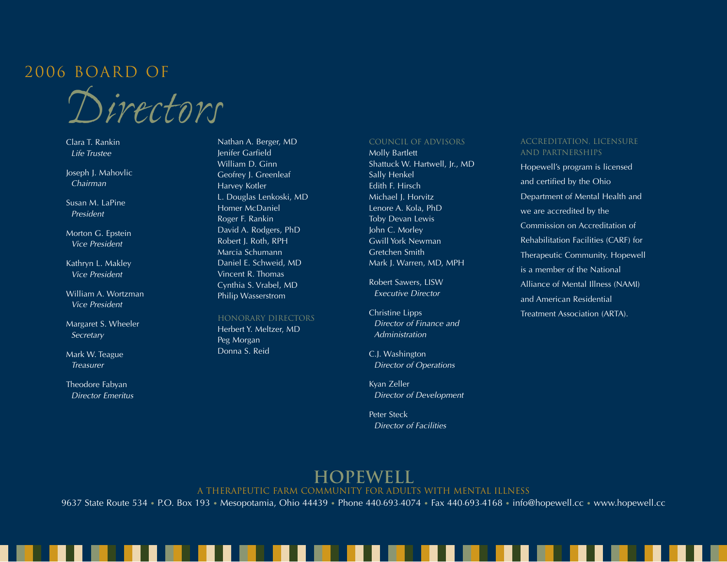# 2006 BOARD OF *Directors*

Clara T. Rankin
*Life Trustee*

Joseph J. Mahovlic
*Chairman*

Susan M. LaPine
*President*

Morton G. Epstein
*Vice President*

Kathryn L. Makley
*Vice President*

William A. Wortzman
*Vice President*

Margaret S. Wheeler
*Secretary*

Mark W. Teague
*Treasurer*

Theodore Fabyan
*Director Emeritus*

Nathan A. Berger, MD
Jenifer Garfield
William D. Ginn
Geofrey J. Greenleaf
Harvey Kotler
L. Douglas Lenkoski, MD
Homer McDaniel
Roger F. Rankin
David A. Rodgers, PhD
Robert J. Roth, RPH
Marcia Schumann
Daniel E. Schweid, MD
Vincent R. Thomas
Cynthia S. Vrabel, MD
Philip Wasserstrom

## HONORARY DIRECTORS

Herbert Y. Meltzer, MD
Peg Morgan
Donna S. Reid

## COUNCIL OF ADVISORS

Molly Bartlett
Shattuck W. Hartwell, Jr., MD
Sally Henkel
Edith F. Hirsch
Michael J. Horvitz
Lenore A. Kola, PhD
Toby Devan Lewis
John C. Morley
Gwill York Newman
Gretchen Smith
Mark J. Warren, MD, MPH

Robert Sawers, LISW
*Executive Director*

Christine Lipps
*Director of Finance and Administration*

C.J. Washington
*Director of Operations*

Kyan Zeller
*Director of Development*

Peter Steck
*Director of Facilities*

## ACCREDITATION, LICENSURE AND PARTNERSHIPS

Hopewell's program is licensed and certified by the Ohio Department of Mental Health and we are accredited by the Commission on Accreditation of Rehabilitation Facilities (CARF) for Therapeutic Community. Hopewell is a member of the National Alliance of Mental Illness (NAMI) and American Residential Treatment Association (ARTA).

**HOPEWELL**
A THERAPEUTIC FARM COMMUNITY FOR ADULTS WITH MENTAL ILLNESS
9637 State Route 534 • P.O. Box 193 • Mesopotamia, Ohio 44439 • Phone 440-693-4074 • Fax 440-693-4168 • info@hopewell.cc • www.hopewell.cc